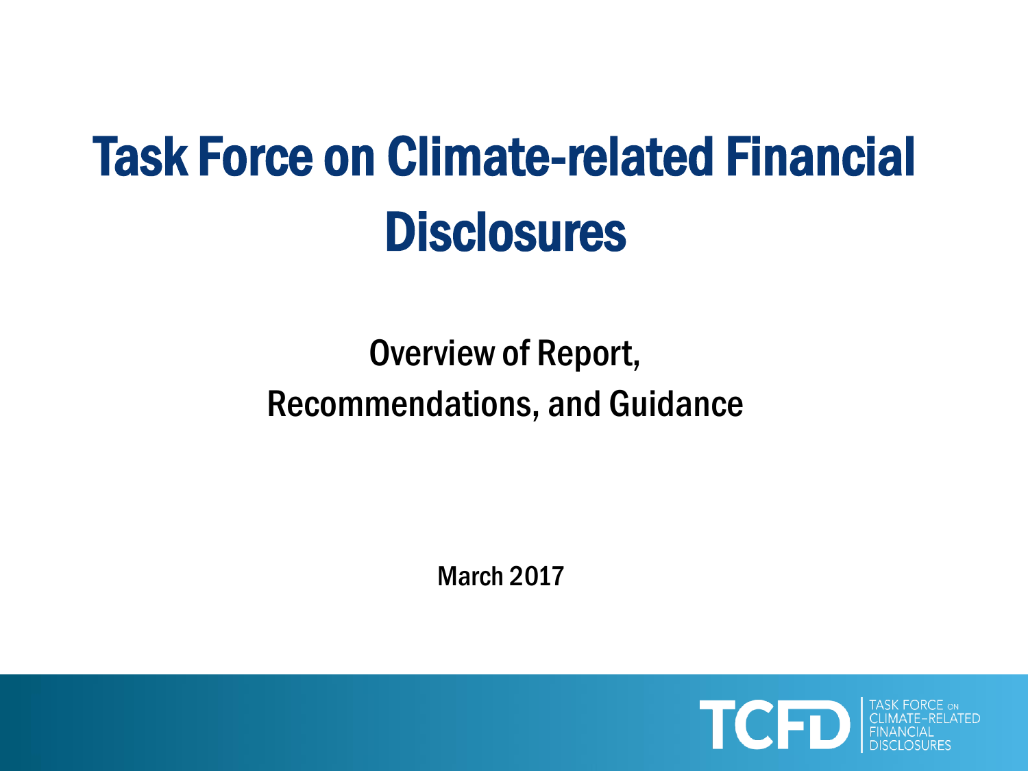# Task Force on Climate-related Financial Disclosures

## Overview of Report, Recommendations, and Guidance

March 2017

TCFD | TASK FORCE ON CLIMATE-RELATED FINANCIAL DISCLOSURES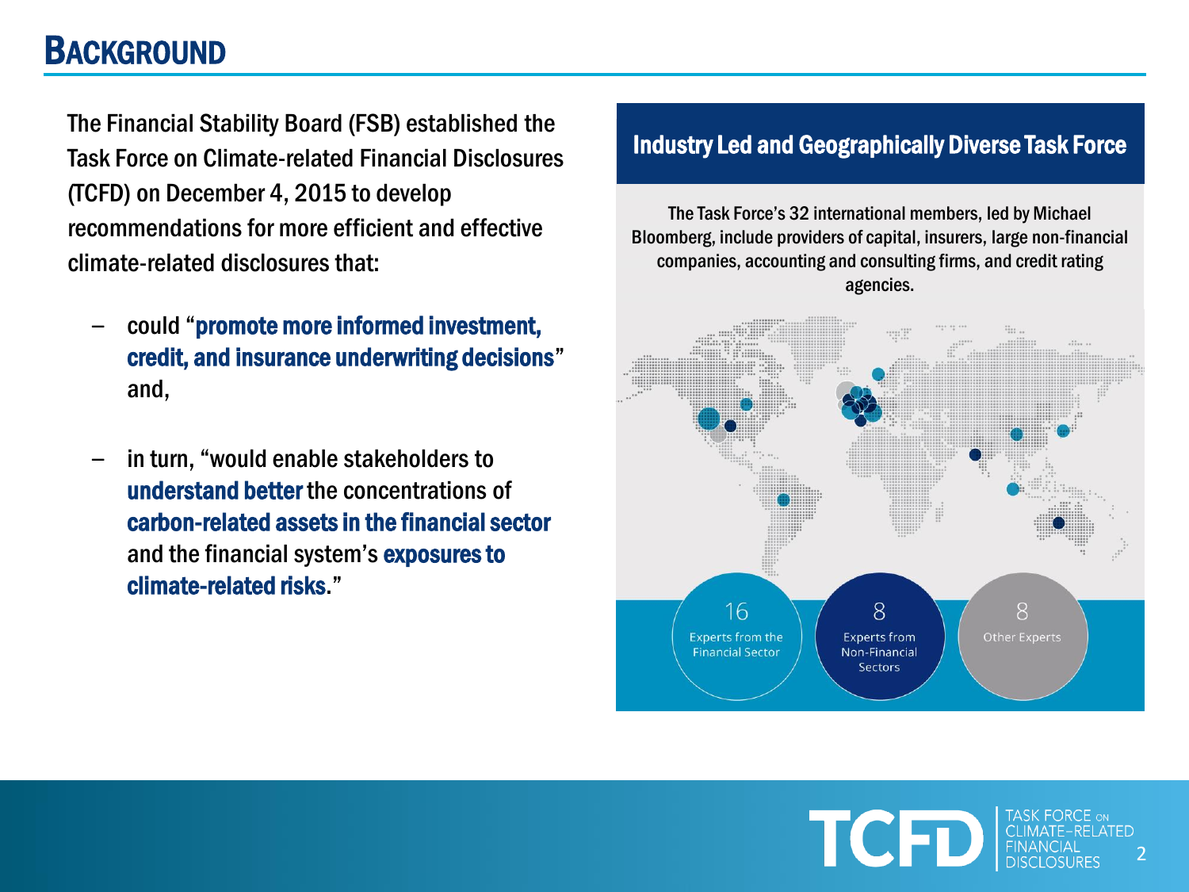# BACKGROUND

The Financial Stability Board (FSB) established the Task Force on Climate-related Financial Disclosures (TCFD) on December 4, 2015 to develop recommendations for more efficient and effective climate-related disclosures that:

- could "**promote more informed investment, credit, and insurance underwriting decisions**" and,
- in turn, "would enable stakeholders to **understand better** the concentrations of **carbon-related assets in the financial sector** and the financial system's **exposures to climate-related risks**."

## Industry Led and Geographically Diverse Task Force

The Task Force's 32 international members, led by Michael Bloomberg, include providers of capital, insurers, large non-financial companies, accounting and consulting firms, and credit rating agencies.

16 Experts from the Financial Sector

8 Experts from Non-Financial Sectors

8 Other Experts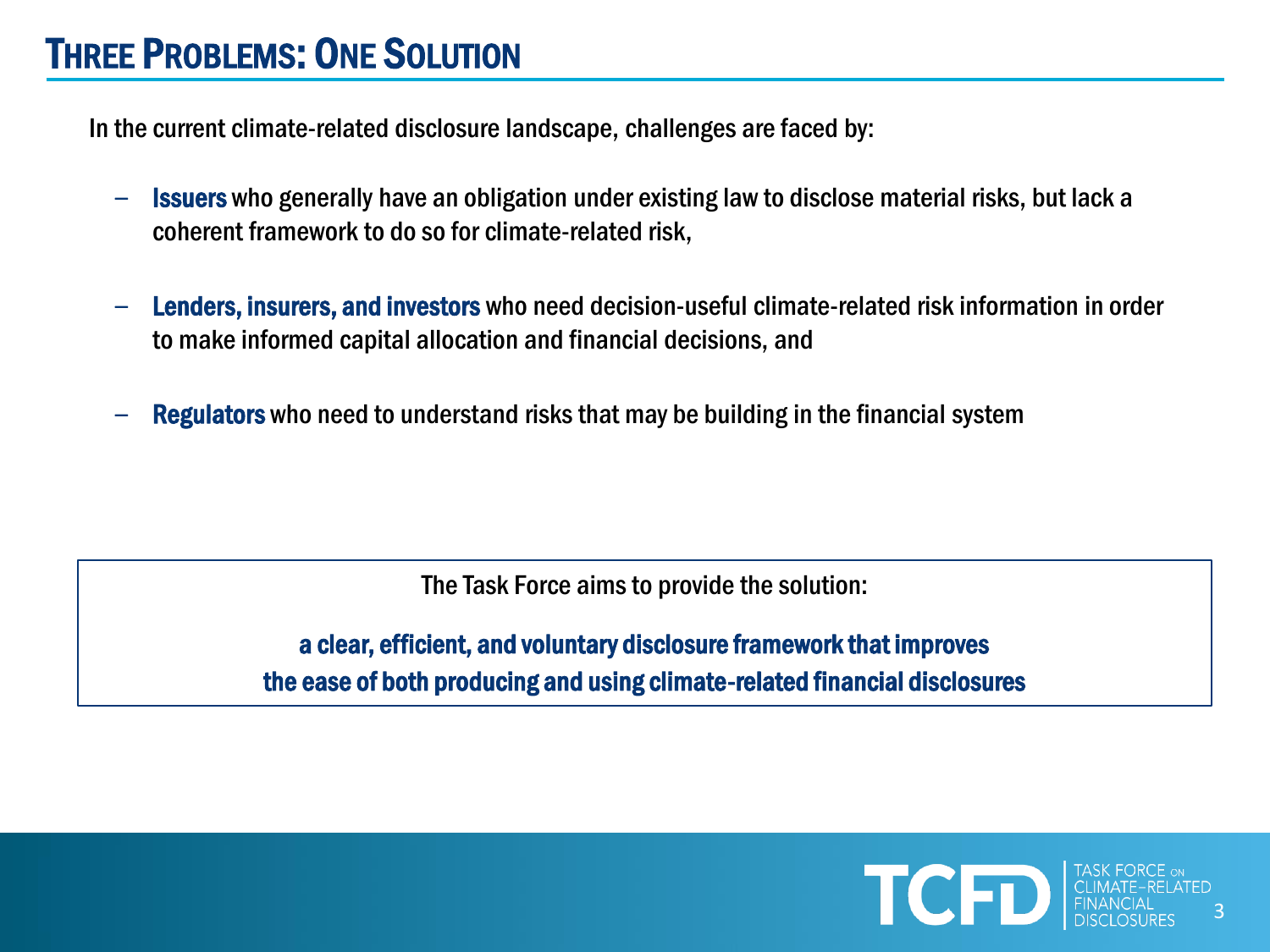# Three Problems: One Solution

In the current climate-related disclosure landscape, challenges are faced by:

- **Issuers** who generally have an obligation under existing law to disclose material risks, but lack a coherent framework to do so for climate-related risk,
- **Lenders, insurers, and investors** who need decision-useful climate-related risk information in order to make informed capital allocation and financial decisions, and
- **Regulators** who need to understand risks that may be building in the financial system

The Task Force aims to provide the solution:

**a clear, efficient, and voluntary disclosure framework that improves the ease of both producing and using climate-related financial disclosures**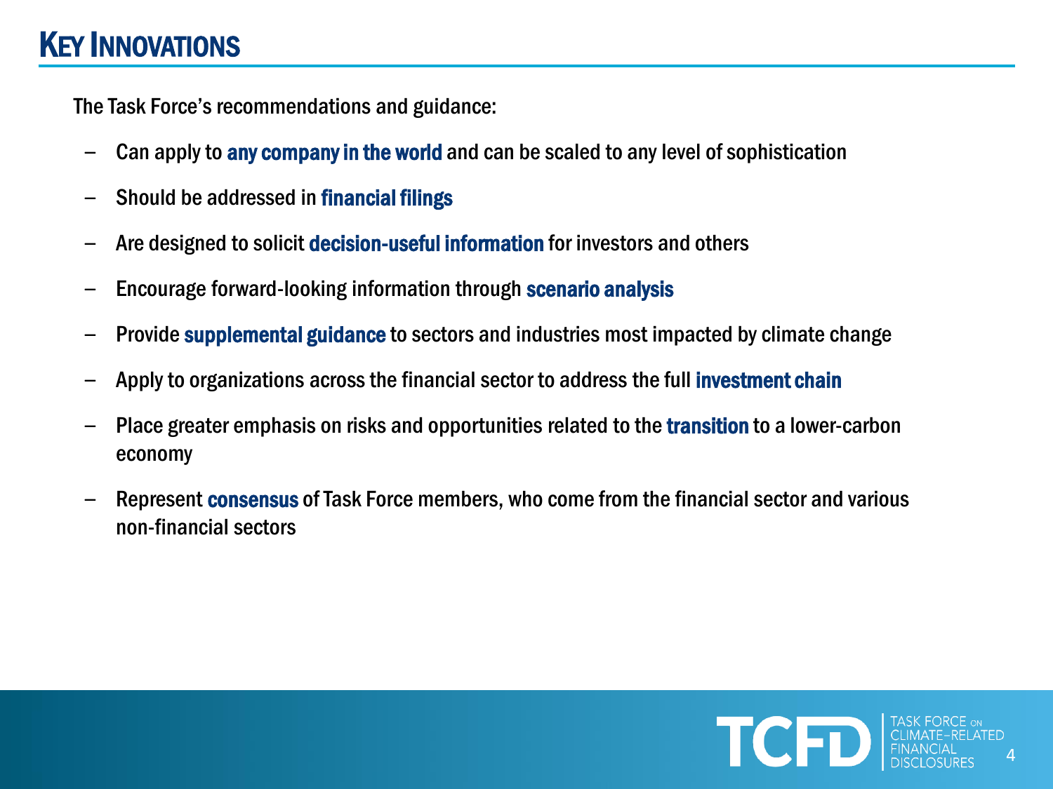# KEY INNOVATIONS

The Task Force's recommendations and guidance:

- Can apply to **any company in the world** and can be scaled to any level of sophistication
- Should be addressed in **financial filings**
- Are designed to solicit **decision-useful information** for investors and others
- Encourage forward-looking information through **scenario analysis**
- Provide **supplemental guidance** to sectors and industries most impacted by climate change
- Apply to organizations across the financial sector to address the full **investment chain**
- Place greater emphasis on risks and opportunities related to the **transition** to a lower-carbon economy
- Represent **consensus** of Task Force members, who come from the financial sector and various non-financial sectors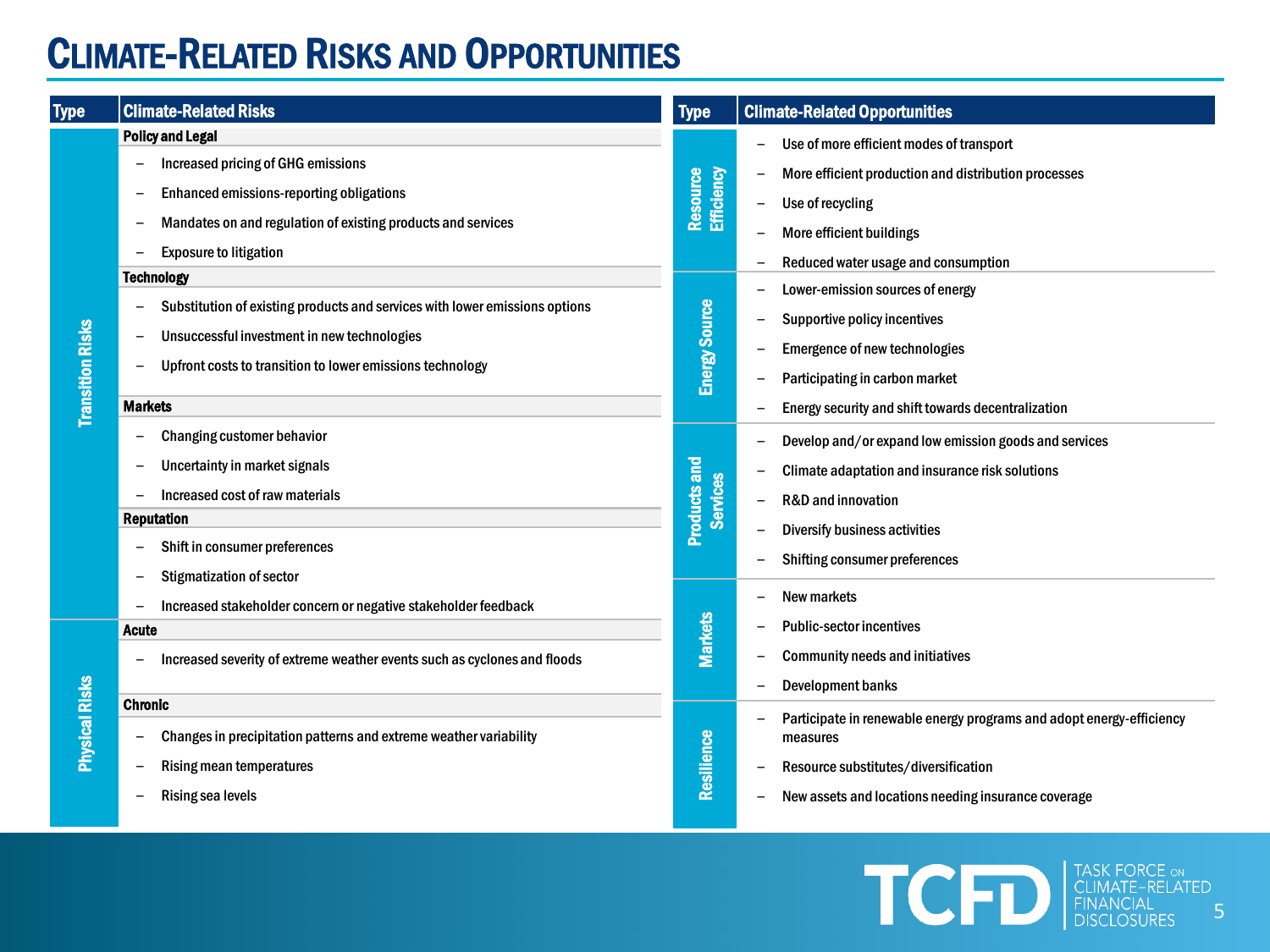# Climate-Related Risks and Opportunities

| Type | Climate-Related Risks |
| --- | --- |
| Transition Risks | **Policy and Legal** |
| | – Increased pricing of GHG emissions |
| | – Enhanced emissions-reporting obligations |
| | – Mandates on and regulation of existing products and services |
| | – Exposure to litigation |
| | **Technology** |
| | – Substitution of existing products and services with lower emissions options |
| | – Unsuccessful investment in new technologies |
| | – Upfront costs to transition to lower emissions technology |
| | **Markets** |
| | – Changing customer behavior |
| | – Uncertainty in market signals |
| | – Increased cost of raw materials |
| | **Reputation** |
| | – Shift in consumer preferences |
| | – Stigmatization of sector |
| | – Increased stakeholder concern or negative stakeholder feedback |
| Physical Risks | **Acute** |
| | – Increased severity of extreme weather events such as cyclones and floods |
| | **Chronic** |
| | – Changes in precipitation patterns and extreme weather variability |
| | – Rising mean temperatures |
| | – Rising sea levels |

| Type | Climate-Related Opportunities |
| --- | --- |
| Resource Efficiency | – Use of more efficient modes of transport |
| | – More efficient production and distribution processes |
| | – Use of recycling |
| | – More efficient buildings |
| | – Reduced water usage and consumption |
| Energy Source | – Lower-emission sources of energy |
| | – Supportive policy incentives |
| | – Emergence of new technologies |
| | – Participating in carbon market |
| | – Energy security and shift towards decentralization |
| Products and Services | – Develop and/or expand low emission goods and services |
| | – Climate adaptation and insurance risk solutions |
| | – R&D and innovation |
| | – Diversify business activities |
| | – Shifting consumer preferences |
| Markets | – New markets |
| | – Public-sector incentives |
| | – Community needs and initiatives |
| | – Development banks |
| Resilience | – Participate in renewable energy programs and adopt energy-efficiency measures |
| | – Resource substitutes/diversification |
| | – New assets and locations needing insurance coverage |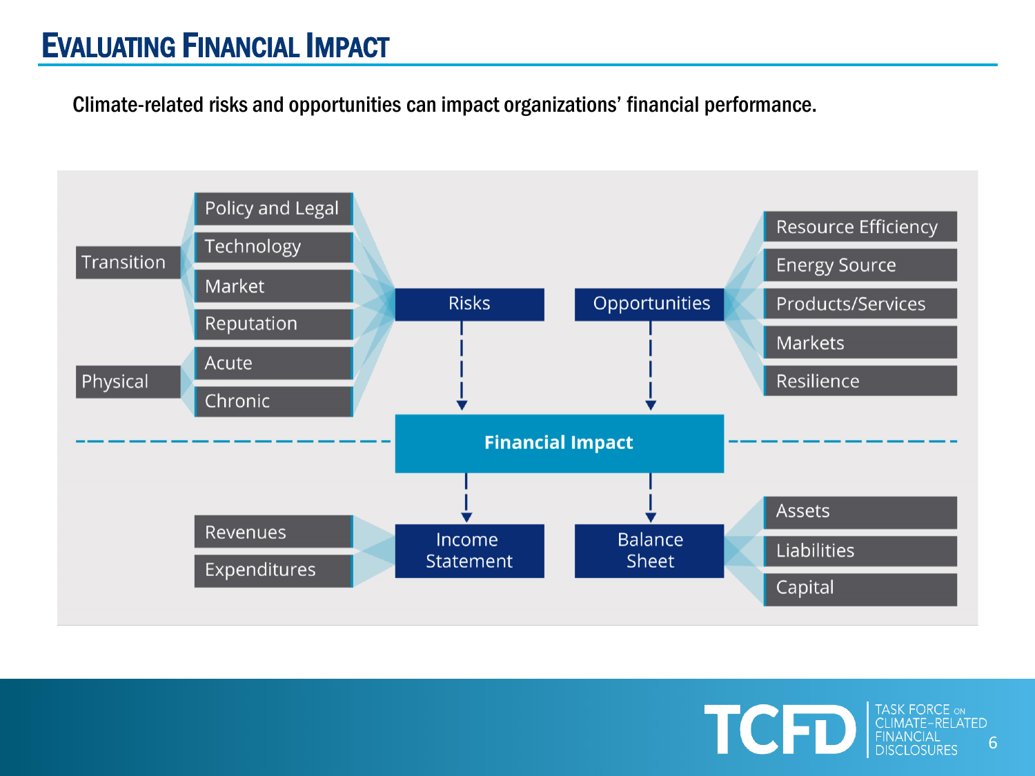# EVALUATING FINANCIAL IMPACT

Climate-related risks and opportunities can impact organizations' financial performance.

- **Risks**
  - Transition
    - Policy and Legal
    - Technology
    - Market
    - Reputation
  - Physical
    - Acute
    - Chronic
- **Opportunities**
  - Resource Efficiency
  - Energy Source
  - Products/Services
  - Markets
  - Resilience

Risks → **Financial Impact** ← Opportunities

**Financial Impact**

- **Income Statement**
  - Revenues
  - Expenditures
- **Balance Sheet**
  - Assets
  - Liabilities
  - Capital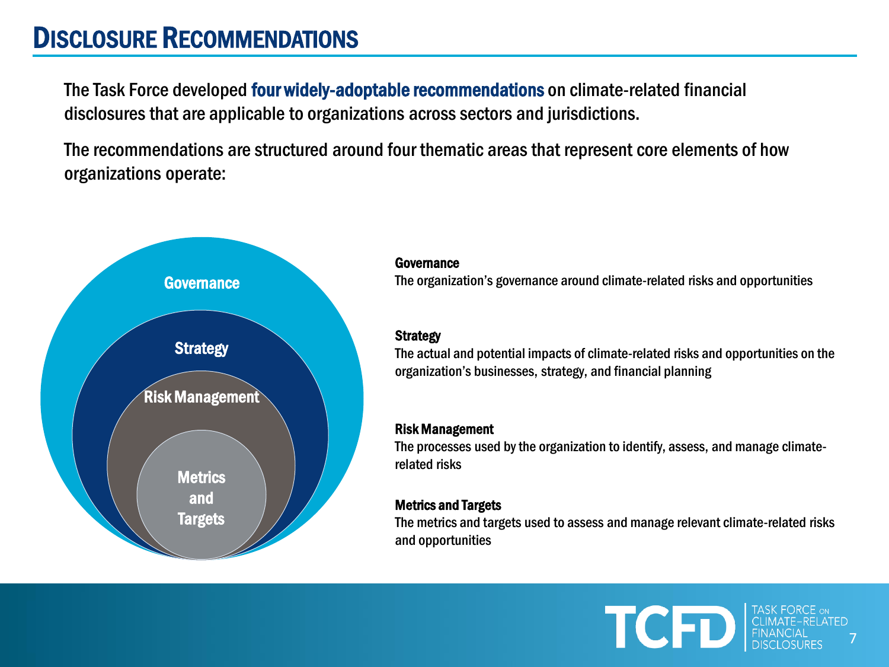# Disclosure Recommendations

The Task Force developed **four widely-adoptable recommendations** on climate-related financial disclosures that are applicable to organizations across sectors and jurisdictions.

The recommendations are structured around four thematic areas that represent core elements of how organizations operate:

Governance

Strategy

Risk Management

Metrics and Targets

**Governance**
The organization's governance around climate-related risks and opportunities

**Strategy**
The actual and potential impacts of climate-related risks and opportunities on the organization's businesses, strategy, and financial planning

**Risk Management**
The processes used by the organization to identify, assess, and manage climate-related risks

**Metrics and Targets**
The metrics and targets used to assess and manage relevant climate-related risks and opportunities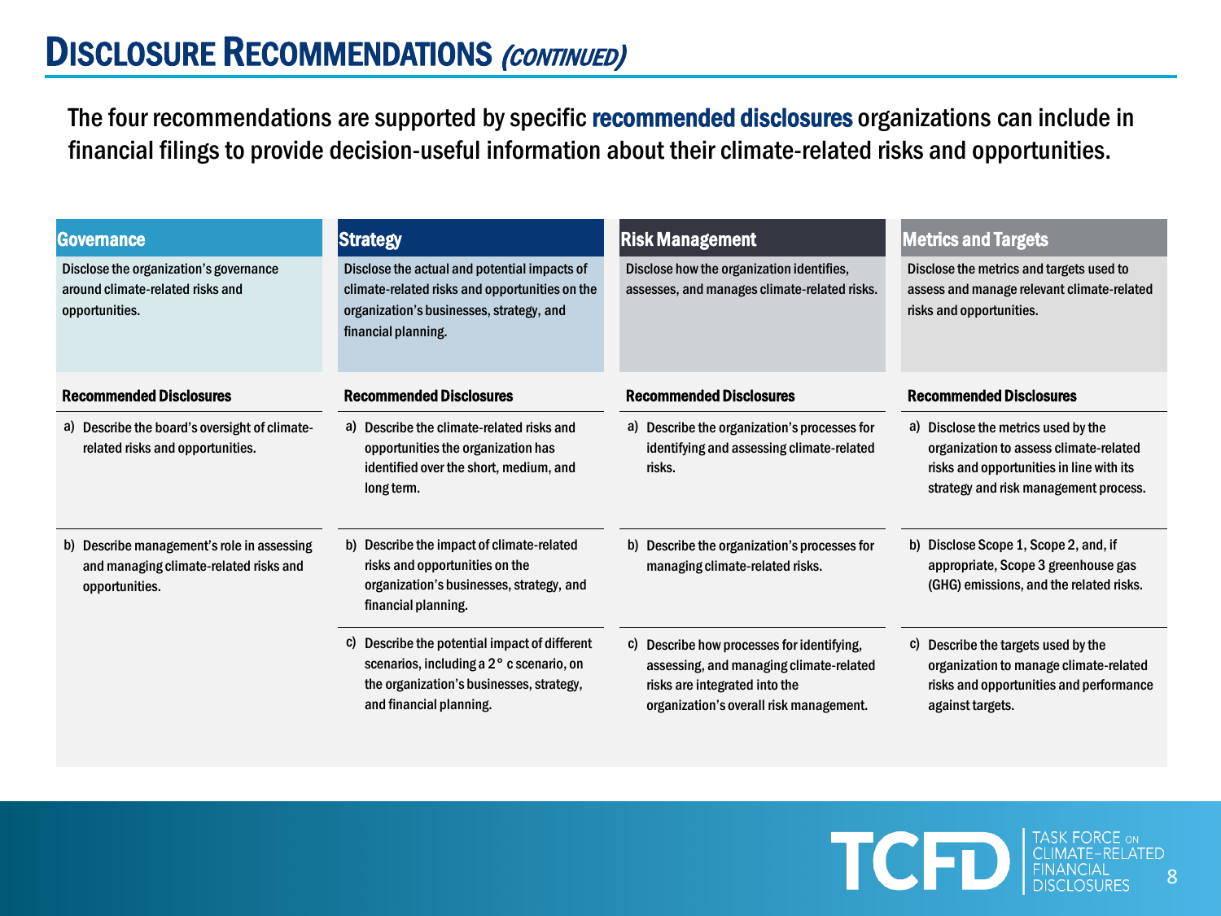# Disclosure Recommendations *(continued)*

The four recommendations are supported by specific **recommended disclosures** organizations can include in financial filings to provide decision-useful information about their climate-related risks and opportunities.

| Governance | Strategy | Risk Management | Metrics and Targets |
|---|---|---|---|
| Disclose the organization's governance around climate-related risks and opportunities. | Disclose the actual and potential impacts of climate-related risks and opportunities on the organization's businesses, strategy, and financial planning. | Disclose how the organization identifies, assesses, and manages climate-related risks. | Disclose the metrics and targets used to assess and manage relevant climate-related risks and opportunities. |
| **Recommended Disclosures** | **Recommended Disclosures** | **Recommended Disclosures** | **Recommended Disclosures** |
| a) Describe the board's oversight of climate-related risks and opportunities. | a) Describe the climate-related risks and opportunities the organization has identified over the short, medium, and long term. | a) Describe the organization's processes for identifying and assessing climate-related risks. | a) Disclose the metrics used by the organization to assess climate-related risks and opportunities in line with its strategy and risk management process. |
| b) Describe management's role in assessing and managing climate-related risks and opportunities. | b) Describe the impact of climate-related risks and opportunities on the organization's businesses, strategy, and financial planning. | b) Describe the organization's processes for managing climate-related risks. | b) Disclose Scope 1, Scope 2, and, if appropriate, Scope 3 greenhouse gas (GHG) emissions, and the related risks. |
| | c) Describe the potential impact of different scenarios, including a 2° c scenario, on the organization's businesses, strategy, and financial planning. | c) Describe how processes for identifying, assessing, and managing climate-related risks are integrated into the organization's overall risk management. | c) Describe the targets used by the organization to manage climate-related risks and opportunities and performance against targets. |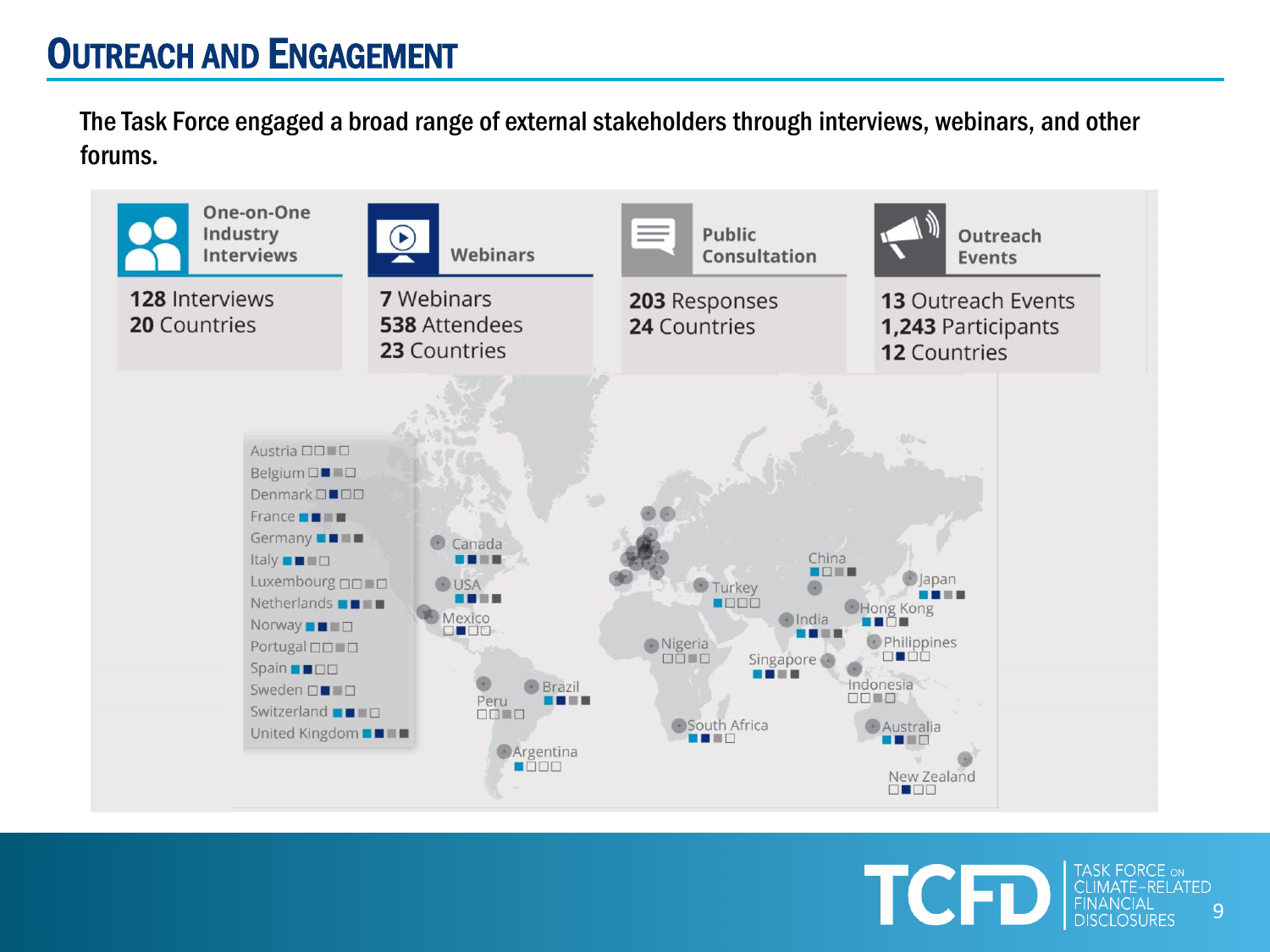# Outreach and Engagement

The Task Force engaged a broad range of external stakeholders through interviews, webinars, and other forums.

| One-on-One Industry Interviews | Webinars | Public Consultation | Outreach Events |
|---|---|---|---|
| **128** Interviews<br>**20** Countries | **7** Webinars<br>**538** Attendees<br>**23** Countries | **203** Responses<br>**24** Countries | **13** Outreach Events<br>**1,243** Participants<br>**12** Countries |

Austria, Belgium, Denmark, France, Germany, Italy, Luxembourg, Netherlands, Norway, Portugal, Spain, Sweden, Switzerland, United Kingdom

Canada, USA, Mexico, Brazil, Peru, Argentina, Turkey, Nigeria, South Africa, China, India, Singapore, Japan, Hong Kong, Philippines, Indonesia, Australia, New Zealand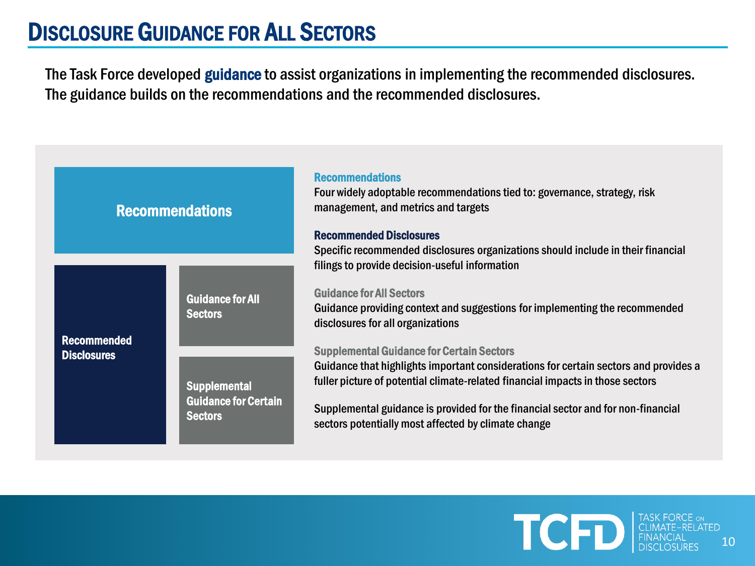# Disclosure Guidance for All Sectors

The Task Force developed **guidance** to assist organizations in implementing the recommended disclosures. The guidance builds on the recommendations and the recommended disclosures.

Recommendations

Recommended Disclosures

Guidance for All Sectors

Supplemental Guidance for Certain Sectors

**Recommendations**
Four widely adoptable recommendations tied to: governance, strategy, risk management, and metrics and targets

**Recommended Disclosures**
Specific recommended disclosures organizations should include in their financial filings to provide decision-useful information

**Guidance for All Sectors**
Guidance providing context and suggestions for implementing the recommended disclosures for all organizations

**Supplemental Guidance for Certain Sectors**
Guidance that highlights important considerations for certain sectors and provides a fuller picture of potential climate-related financial impacts in those sectors

Supplemental guidance is provided for the financial sector and for non-financial sectors potentially most affected by climate change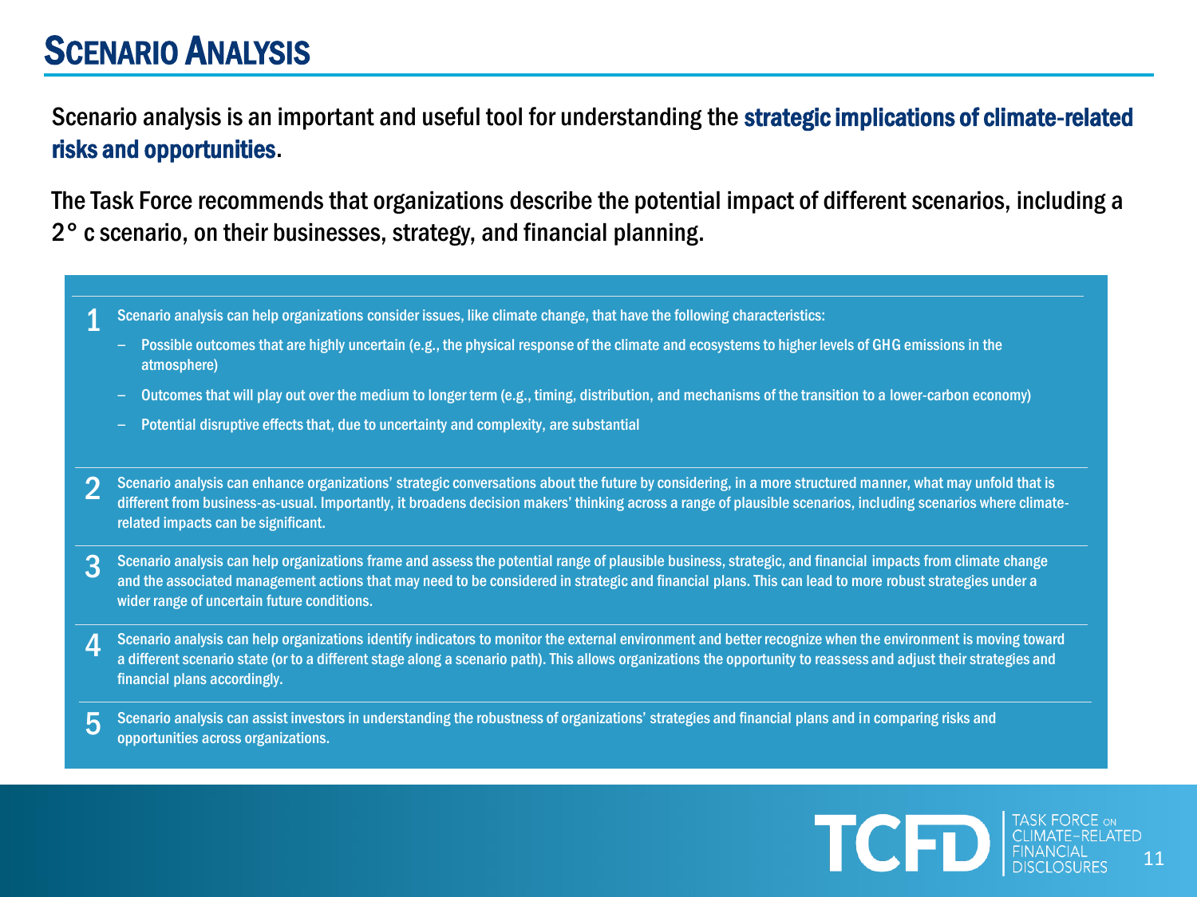# Scenario Analysis

Scenario analysis is an important and useful tool for understanding the **strategic implications of climate-related risks and opportunities**.

The Task Force recommends that organizations describe the potential impact of different scenarios, including a 2° c scenario, on their businesses, strategy, and financial planning.

1. Scenario analysis can help organizations consider issues, like climate change, that have the following characteristics:
   - Possible outcomes that are highly uncertain (e.g., the physical response of the climate and ecosystems to higher levels of GHG emissions in the atmosphere)
   - Outcomes that will play out over the medium to longer term (e.g., timing, distribution, and mechanisms of the transition to a lower-carbon economy)
   - Potential disruptive effects that, due to uncertainty and complexity, are substantial

2. Scenario analysis can enhance organizations' strategic conversations about the future by considering, in a more structured manner, what may unfold that is different from business-as-usual. Importantly, it broadens decision makers' thinking across a range of plausible scenarios, including scenarios where climate-related impacts can be significant.

3. Scenario analysis can help organizations frame and assess the potential range of plausible business, strategic, and financial impacts from climate change and the associated management actions that may need to be considered in strategic and financial plans. This can lead to more robust strategies under a wider range of uncertain future conditions.

4. Scenario analysis can help organizations identify indicators to monitor the external environment and better recognize when the environment is moving toward a different scenario state (or to a different stage along a scenario path). This allows organizations the opportunity to reassess and adjust their strategies and financial plans accordingly.

5. Scenario analysis can assist investors in understanding the robustness of organizations' strategies and financial plans and in comparing risks and opportunities across organizations.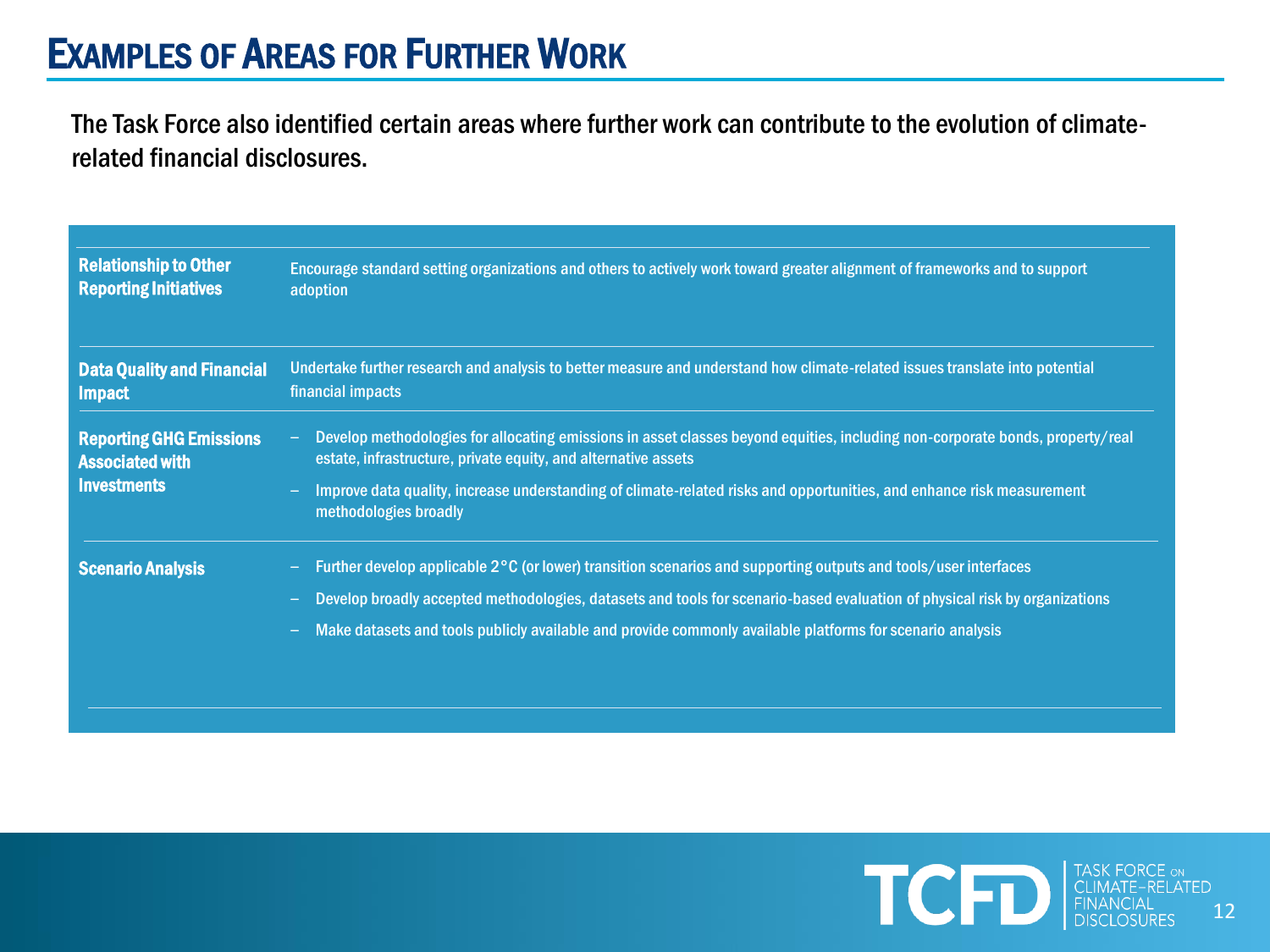# Examples of Areas for Further Work

The Task Force also identified certain areas where further work can contribute to the evolution of climate-related financial disclosures.

| Area | Further Work |
| --- | --- |
| **Relationship to Other Reporting Initiatives** | Encourage standard setting organizations and others to actively work toward greater alignment of frameworks and to support adoption |
| **Data Quality and Financial Impact** | Undertake further research and analysis to better measure and understand how climate-related issues translate into potential financial impacts |
| **Reporting GHG Emissions Associated with Investments** | – Develop methodologies for allocating emissions in asset classes beyond equities, including non-corporate bonds, property/real estate, infrastructure, private equity, and alternative assets<br>– Improve data quality, increase understanding of climate-related risks and opportunities, and enhance risk measurement methodologies broadly |
| **Scenario Analysis** | – Further develop applicable 2°C (or lower) transition scenarios and supporting outputs and tools/user interfaces<br>– Develop broadly accepted methodologies, datasets and tools for scenario-based evaluation of physical risk by organizations<br>– Make datasets and tools publicly available and provide commonly available platforms for scenario analysis |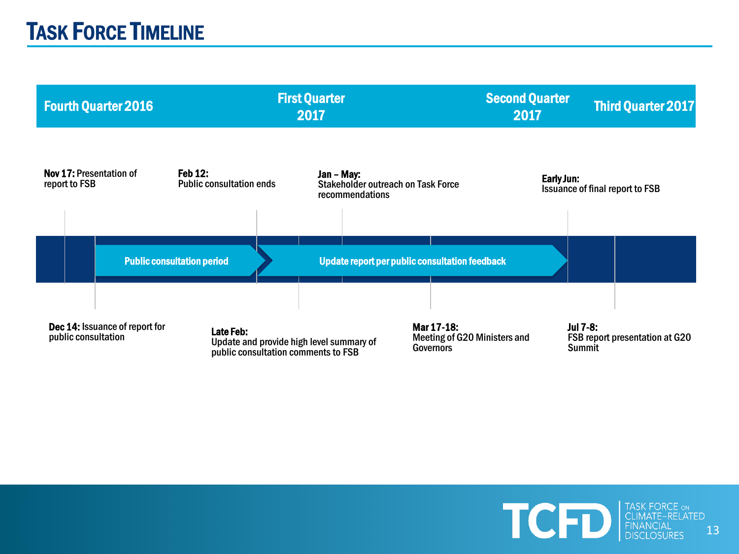# Task Force Timeline

**Fourth Quarter 2016** | **First Quarter 2017** | **Second Quarter 2017** | **Third Quarter 2017**

**Nov 17:** Presentation of report to FSB

**Dec 14:** Issuance of report for public consultation

**Public consultation period**

**Feb 12:** Public consultation ends

**Late Feb:** Update and provide high level summary of public consultation comments to FSB

**Jan – May:** Stakeholder outreach on Task Force recommendations

**Update report per public consultation feedback**

**Mar 17-18:** Meeting of G20 Ministers and Governors

**Early Jun:** Issuance of final report to FSB

**Jul 7-8:** FSB report presentation at G20 Summit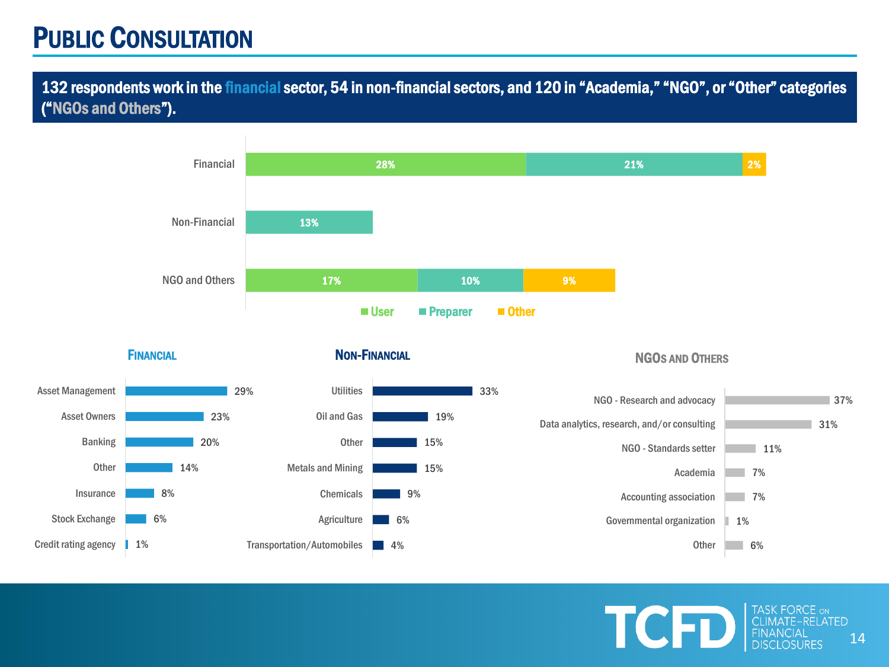# Public Consultation

**132 respondents work in the financial sector, 54 in non-financial sectors, and 120 in "Academia," "NGO", or "Other" categories ("NGOs and Others").**

| | User | Preparer | Other |
|---|---|---|---|
| Financial | 28% | 21% | 2% |
| Non-Financial | | 13% | |
| NGO and Others | 17% | 10% | 9% |

### Financial

| Category | % |
|---|---|
| Asset Management | 29% |
| Asset Owners | 23% |
| Banking | 20% |
| Other | 14% |
| Insurance | 8% |
| Stock Exchange | 6% |
| Credit rating agency | 1% |

### Non-Financial

| Category | % |
|---|---|
| Utilities | 33% |
| Oil and Gas | 19% |
| Other | 15% |
| Metals and Mining | 15% |
| Chemicals | 9% |
| Agriculture | 6% |
| Transportation/Automobiles | 4% |

### NGOs and Others

| Category | % |
|---|---|
| NGO - Research and advocacy | 37% |
| Data analytics, research, and/or consulting | 31% |
| NGO - Standards setter | 11% |
| Academia | 7% |
| Accounting association | 7% |
| Governmental organization | 1% |
| Other | 6% |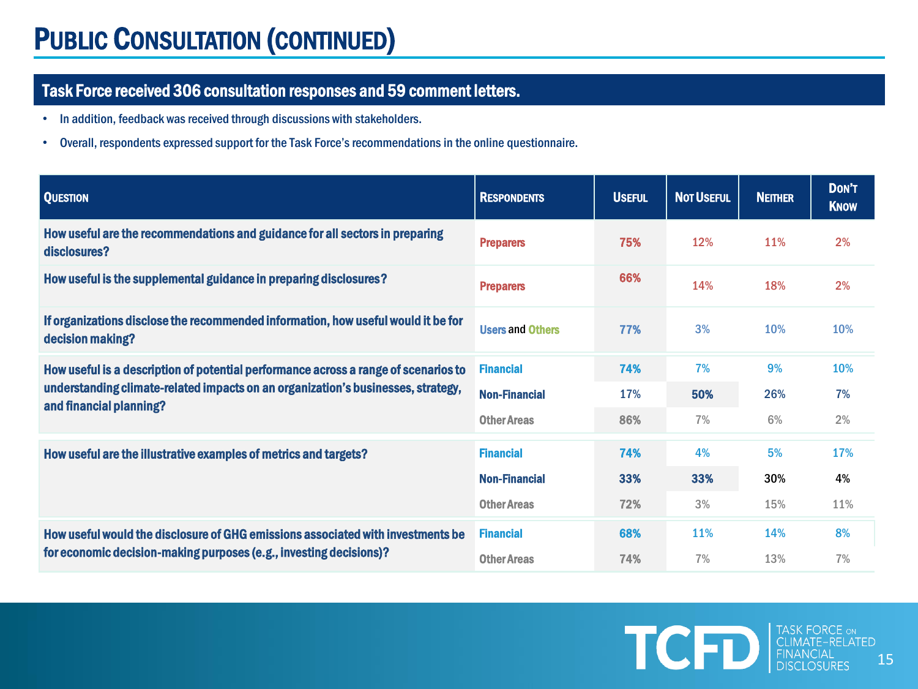# Public Consultation (continued)

## Task Force received 306 consultation responses and 59 comment letters.

- In addition, feedback was received through discussions with stakeholders.
- Overall, respondents expressed support for the Task Force's recommendations in the online questionnaire.

| Question | Respondents | Useful | Not Useful | Neither | Don't Know |
|---|---|---|---|---|---|
| How useful are the recommendations and guidance for all sectors in preparing disclosures? | Preparers | 75% | 12% | 11% | 2% |
| How useful is the supplemental guidance in preparing disclosures? | Preparers | 66% | 14% | 18% | 2% |
| If organizations disclose the recommended information, how useful would it be for decision making? | Users and Others | 77% | 3% | 10% | 10% |
| How useful is a description of potential performance across a range of scenarios to understanding climate-related impacts on an organization's businesses, strategy, and financial planning? | Financial | 74% | 7% | 9% | 10% |
| | Non-Financial | 17% | 50% | 26% | 7% |
| | Other Areas | 86% | 7% | 6% | 2% |
| How useful are the illustrative examples of metrics and targets? | Financial | 74% | 4% | 5% | 17% |
| | Non-Financial | 33% | 33% | 30% | 4% |
| | Other Areas | 72% | 3% | 15% | 11% |
| How useful would the disclosure of GHG emissions associated with investments be for economic decision-making purposes (e.g., investing decisions)? | Financial | 68% | 11% | 14% | 8% |
| | Other Areas | 74% | 7% | 13% | 7% |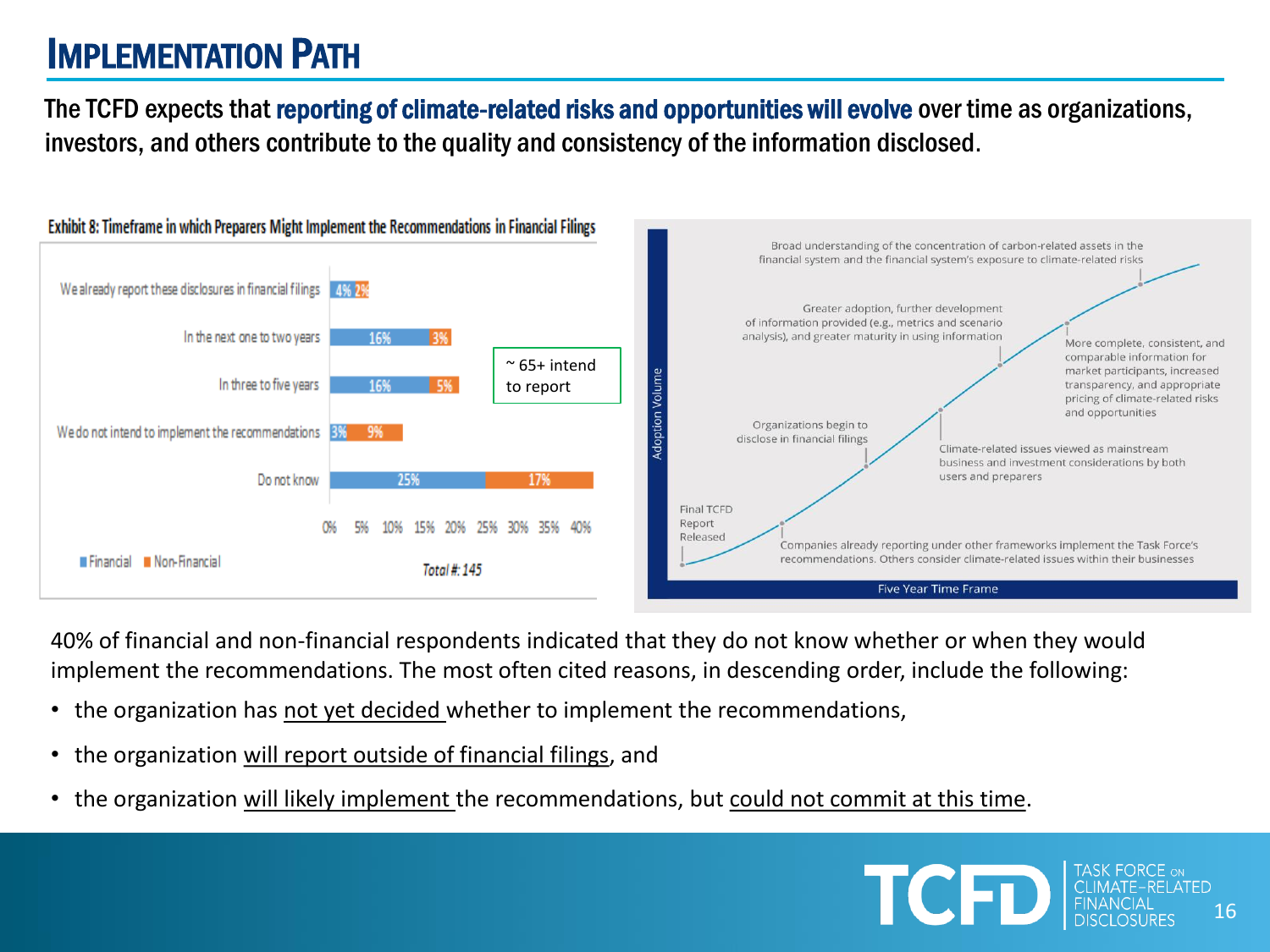# IMPLEMENTATION PATH

The TCFD expects that **reporting of climate-related risks and opportunities will evolve** over time as organizations, investors, and others contribute to the quality and consistency of the information disclosed.

**Exhibit 8: Timeframe in which Preparers Might Implement the Recommendations in Financial Filings**

| Response | Financial | Non-Financial |
|---|---|---|
| We already report these disclosures in financial filings | 4% | 2% |
| In the next one to two years | 16% | 3% |
| In three to five years | 16% | 5% |
| We do not intend to implement the recommendations | 3% | 9% |
| Do not know | 25% | 17% |

Total #: 145

~ 65+ intend to report

Five Year Time Frame (Adoption Volume):

- Final TCFD Report Released
- Companies already reporting under other frameworks implement the Task Force's recommendations. Others consider climate-related issues within their businesses
- Organizations begin to disclose in financial filings
- Climate-related issues viewed as mainstream business and investment considerations by both users and preparers
- Greater adoption, further development of information provided (e.g., metrics and scenario analysis), and greater maturity in using information
- More complete, consistent, and comparable information for market participants, increased transparency, and appropriate pricing of climate-related risks and opportunities
- Broad understanding of the concentration of carbon-related assets in the financial system and the financial system's exposure to climate-related risks

40% of financial and non-financial respondents indicated that they do not know whether or when they would implement the recommendations. The most often cited reasons, in descending order, include the following:

- the organization has not yet decided whether to implement the recommendations,
- the organization will report outside of financial filings, and
- the organization will likely implement the recommendations, but could not commit at this time.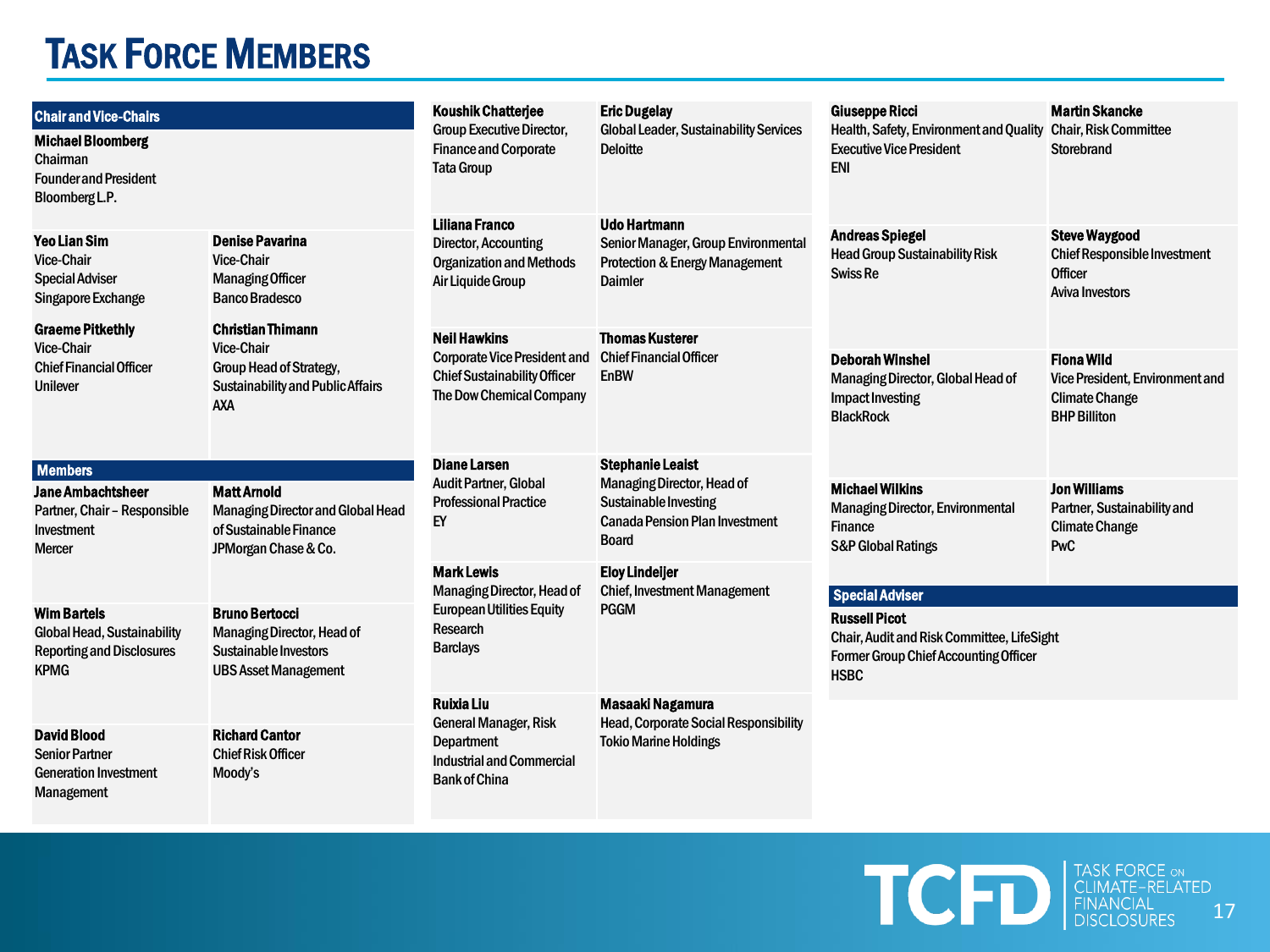# Task Force Members

## Chair and Vice-Chairs

**Michael Bloomberg**
Chairman
Founder and President
Bloomberg L.P.

**Yeo Lian Sim**
Vice-Chair
Special Adviser
Singapore Exchange

**Denise Pavarina**
Vice-Chair
Managing Officer
Banco Bradesco

**Graeme Pitkethly**
Vice-Chair
Chief Financial Officer
Unilever

**Christian Thimann**
Vice-Chair
Group Head of Strategy, Sustainability and Public Affairs
AXA

## Members

**Jane Ambachtsheer**
Partner, Chair – Responsible Investment
Mercer

**Matt Arnold**
Managing Director and Global Head of Sustainable Finance
JPMorgan Chase & Co.

**Wim Bartels**
Global Head, Sustainability Reporting and Disclosures
KPMG

**Bruno Bertocci**
Managing Director, Head of Sustainable Investors
UBS Asset Management

**David Blood**
Senior Partner
Generation Investment Management

**Richard Cantor**
Chief Risk Officer
Moody's

**Koushik Chatterjee**
Group Executive Director, Finance and Corporate
Tata Group

**Eric Dugelay**
Global Leader, Sustainability Services
Deloitte

**Liliana Franco**
Director, Accounting Organization and Methods
Air Liquide Group

**Udo Hartmann**
Senior Manager, Group Environmental Protection & Energy Management
Daimler

**Neil Hawkins**
Corporate Vice President and Chief Sustainability Officer
The Dow Chemical Company

**Thomas Kusterer**
Chief Financial Officer
EnBW

**Diane Larsen**
Audit Partner, Global Professional Practice
EY

**Stephanie Leaist**
Managing Director, Head of Sustainable Investing
Canada Pension Plan Investment Board

**Mark Lewis**
Managing Director, Head of European Utilities Equity Research
Barclays

**Eloy Lindeijer**
Chief, Investment Management
PGGM

**Ruixia Liu**
General Manager, Risk Department
Industrial and Commercial Bank of China

**Masaaki Nagamura**
Head, Corporate Social Responsibility
Tokio Marine Holdings

**Giuseppe Ricci**
Health, Safety, Environment and Quality Executive Vice President
ENI

**Martin Skancke**
Chair, Risk Committee
Storebrand

**Andreas Spiegel**
Head Group Sustainability Risk
Swiss Re

**Steve Waygood**
Chief Responsible Investment Officer
Aviva Investors

**Deborah Winshel**
Managing Director, Global Head of Impact Investing
BlackRock

**Fiona Wild**
Vice President, Environment and Climate Change
BHP Billiton

**Michael Wilkins**
Managing Director, Environmental Finance
S&P Global Ratings

**Jon Williams**
Partner, Sustainability and Climate Change
PwC

## Special Adviser

**Russell Picot**
Chair, Audit and Risk Committee, LifeSight
Former Group Chief Accounting Officer
HSBC